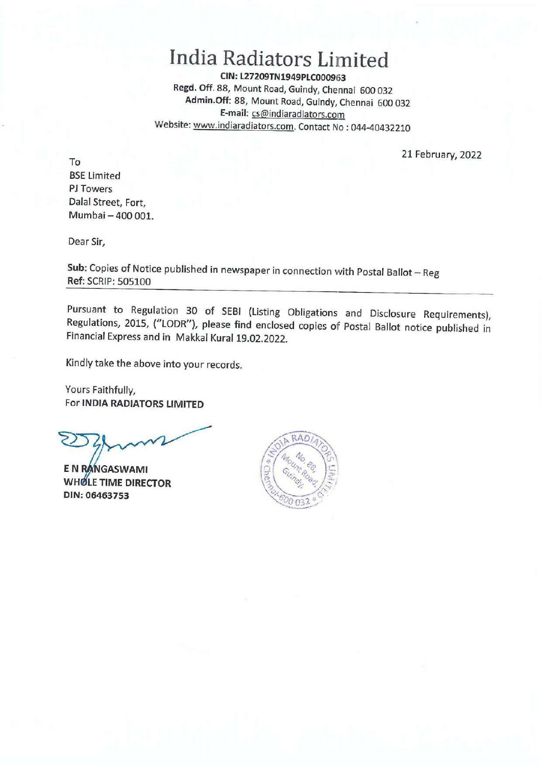# India Radiators Limited

**CIN: L27209TN1949PLC000963**
**Regd. Off.** 88, Mount Road, Guindy, Chennai 600 032
**Admin.Off:** 88, Mount Road, Guindy, Chennai 600 032
**E-mail:** cs@indiaradiators.com
Website: www.indiaradiators.com. Contact No : 044-40432210

21 February, 2022

To
BSE Limited
PJ Towers
Dalal Street, Fort,
Mumbai – 400 001.

Dear Sir,

**Sub:** Copies of Notice published in newspaper in connection with Postal Ballot – Reg
**Ref:** SCRIP: 505100

Pursuant to Regulation 30 of SEBI (Listing Obligations and Disclosure Requirements), Regulations, 2015, ("LODR"), please find enclosed copies of Postal Ballot notice published in Financial Express and in Makkal Kural 19.02.2022.

Kindly take the above into your records.

Yours Faithfully,
For **INDIA RADIATORS LIMITED**

**E N RANGASWAMI**
**WHOLE TIME DIRECTOR**
**DIN: 06463753**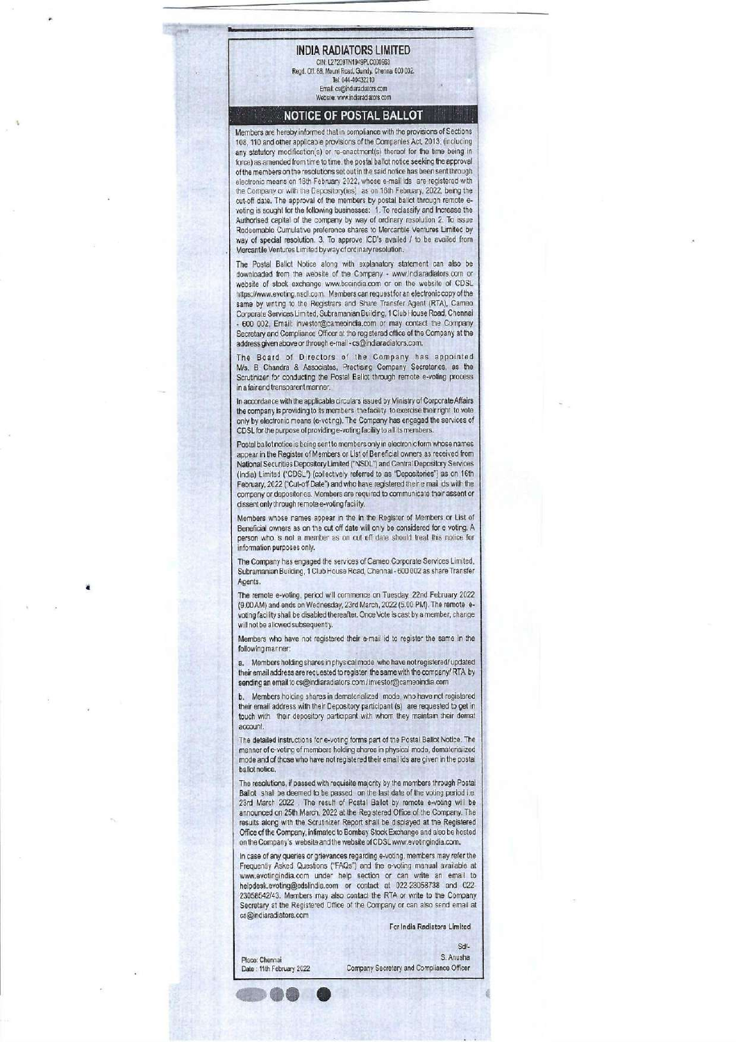# INDIA RADIATORS LIMITED

CIN: L27209TN1949PLC000963
Regd. Off: 88, Mount Road, Guindy, Chennai 600 032.
Tel: 044-40432210
Email: cs@indiaradiators.com
Website: www.indiaradiators.com

## NOTICE OF POSTAL BALLOT

Members are hereby informed that in compliance with the provisions of Sections 108, 110 and other applicable provisions of the Companies Act, 2013, (including any statutory modification(s) or re-enactment(s) thereof for the time being in force) as amended from time to time, the postal ballot notice seeking the approval of the members on the resolutions set out in the said notice has been sent through electronic means on 18th February 2022, whose e-mail ids are registered with the Company or with the Depository(ies) as on 16th February, 2022, being the cut-off date. The approval of the members by postal ballot through remote e-voting is sought for the following businesses: 1. To reclassify and Increase the Authorised capital of the company by way of ordinary resolution 2. To issue Redeemable Cumulative preference shares to Mercantile Ventures Limited by way of special resolution. 3. To approve ICD's availed / to be availed from Mercantile Ventures Limited by way of ordinary resolution.

The Postal Ballot Notice along with explanatory statement can also be downloaded from the website of the Company - www.indiaradiators.com or website of stock exchange www.bseindia.com or on the website of CDSL https://www.evoting.nsdl.com. Members can request for an electronic copy of the same by writing to the Registrars and Share Transfer Agent (RTA), Cameo Corporate Services Limited, Subramanian Building, 1 Club House Road, Chennai - 600 002, Email: investor@cameoindia.com or may contact the Company Secretary and Compliance Officer at the registered office of the Company at the address given above or through e-mail - cs@indiaradiators.com.

The Board of Directors of the Company has appointed M/s. B Chandra & Associates, Practising Company Secretaries, as the Scrutinizer for conducting the Postal Ballot through remote e-voting process in a fair and transparent manner.

In accordance with the applicable circulars issued by Ministry of Corporate Affairs the company is providing to its members the facility to exercise their right to vote only by electronic means (e-voting). The Company has engaged the services of CDSL for the purpose of providing e-voting facility to all its members.

Postal ballot notice is being sent to members only in electronic form whose names appear in the Register of Members or List of Beneficial owners as received from National Securities Depository Limited ("NSDL") and Central Depository Services (India) Limited ("CDSL") (collectively referred to as "Depositories") as on 16th February, 2022 ("Cut-off Date") and who have registered their e mail ids with the company or depositories. Members are required to communicate their assent or dissent only through remote e-voting facility.

Members whose names appear in the in the Register of Members or List of Beneficial owners as on the cut off date will only be considered for e voting. A person who is not a member as on cut off date should treat this notice for information purposes only.

The Company has engaged the services of Cameo Corporate Services Limited, Subramanian Building, 1 Club House Road, Chennai - 600 002 as share Transfer Agents.

The remote e-voting, period will commence on Tuesday 22nd February 2022 (9.00 AM) and ends on Wednesday, 23rd March, 2022 (5.00 PM). The remote e-voting facility shall be disabled thereafter. Once Vote is cast by a member, change will not be allowed subsequently.

Members who have not registered their e-mail id to register the same in the following manner:

a. Members holding shares in physical mode who have not registered/ updated their email address are requested to register the same with the company/ RTA by sending an email to cs@indiaradiators.com / investor@cameoindia.com

b. Members holding shares in dematerialized mode, who have not registered their email address with their Depository participant (s) are requested to get in touch with their depository participant with whom they maintain their demat account.

The detailed instructions for e-voting forms part of the Postal Ballot Notice. The manner of e-voting of members holding shares in physical mode, dematerialized mode and of those who have not registered their email ids are given in the postal ballot notice.

The resolutions, if passed with requisite majority by the members through Postal Ballot shall be deemed to be passed on the last date of the voting period i.e 23rd March 2022 . The result of Postal Ballot by remote e-voting will be announced on 25th March, 2022 at the Registered Office of the Company. The results along with the Scrutinizer Report shall be displayed at the Registered Office of the Company, intimated to Bombay Stock Exchange and also be hosted on the Company's website and the website of CDSL www.evotingindia.com.

In case of any queries or grievances regarding e-voting, members may refer the Frequently Asked Questions ("FAQs") and the e-voting manual available at www.evotingindia.com under help section or can write an email to helpdesk.evoting@cdslindia.com or contact at 022-23058738 and 022-23058542/43. Members may also contact the RTA or write to the Company Secretary at the Registered Office of the Company or can also send email at cs@indiaradiators.com

For India Radiators Limited

Sd/-
S. Anusha
Company Secretary and Compliance Officer

Place: Chennai
Date : 11th February 2022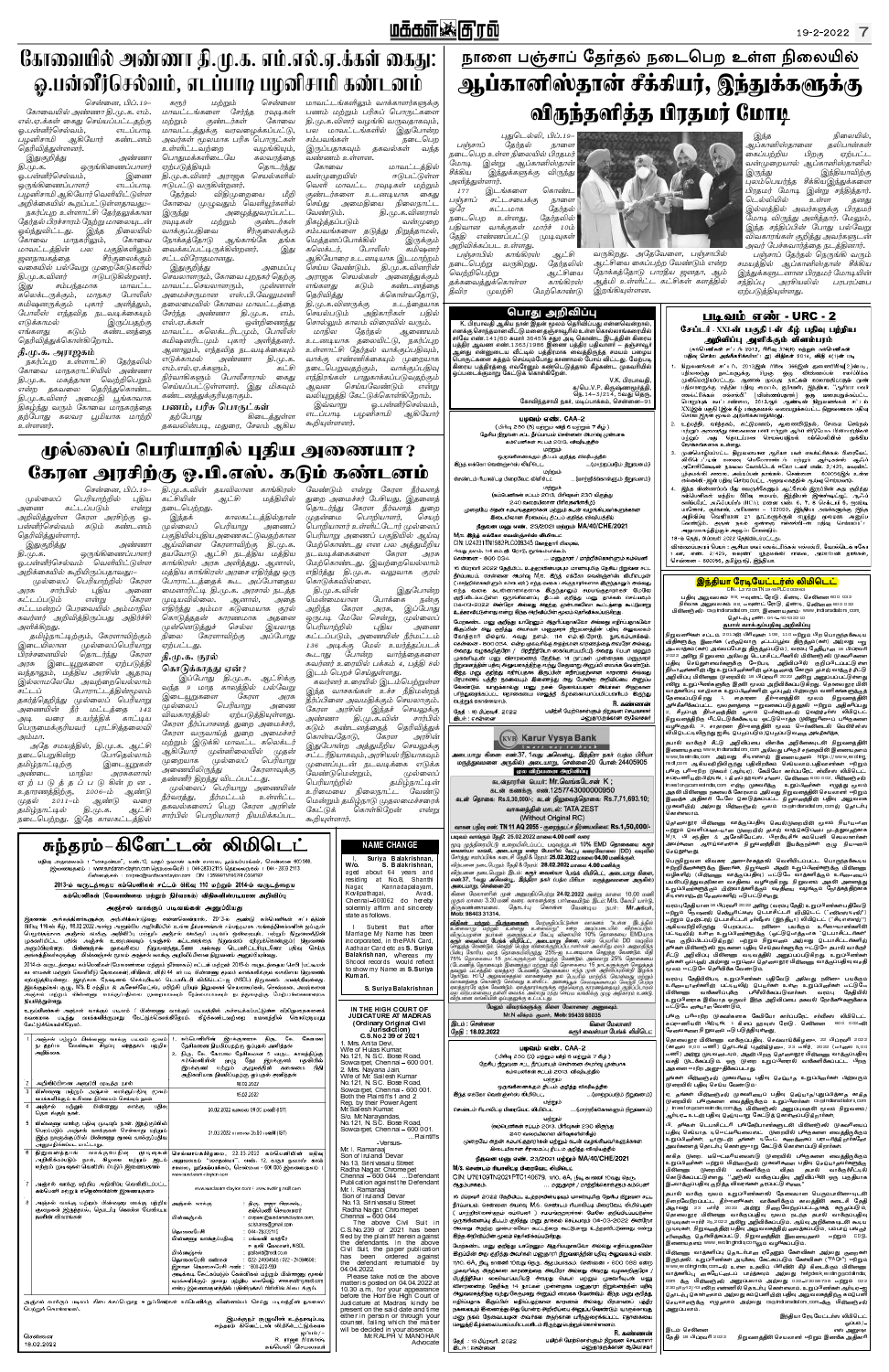# கோவையில் அண்ணா தி.மு.க. எம்.எல்.ஏ.க்கள் கைது: ஓ.பன்னீர்செல்வம், எடப்பாடி பழனிசாமி கண்டனம்

சென்னை, பிப்.19–

கோவையில் அண்ணா தி.மு.க. எம்.எல்.ஏ.க்கள் கைது செய்யப்பட்டதற்கு ஓ.பன்னீர்செல்வம், எடப்பாடி பழனிசாமி ஆகியோர் கண்டனம் தெரிவித்துள்ளனர்.

இதுகுறித்து அண்ணா தி.மு.க. ஒருங்கிணைப்பாளர் ஓ.பன்னீர்செல்வம், இணை ஒருங்கிணைப்பாளர் எடப்பாடி பழனிசாமி ஆகியோர் வெளியிட்டுள்ள அறிக்கையில் கூறப்பட்டுள்ளதாவது:–

நகர்ப்புற உள்ளாட்சி தேர்தலுக்கான தேர்தல் பிரச்சாரம் நேற்று மாலையுடன் ஓய்ந்துவிட்டது. இந்த நிலையில் கோவை மாநகராட்சி, கோவை மாவட்டத்தின் பல பகுதிகளிலும் ஜனநாயகத்தை சீர்குலைக்கும் வகையில் பல்வேறு முறைகேடுகளில் தி.மு.க.வினர் ஈடுபடுகின்றனர். இது சம்பந்தமாக மாவட்ட கலெக்டரிடமும், மாநகர போலீஸ் கமிஷனரிடமும் புகார் அளித்தும், போலீஸ் எந்தவித நடவடிக்கையும் எடுக்காமல் இருப்பதற்கு எங்களது கடும் கண்டனத்தை தெரிவித்துக்கொள்கிறோம்.

## தி.மு.க. அராஜகம்

நகர்ப்புற உள்ளாட்சி தேர்தலில் கோவை மாநகராட்சியில் அண்ணா தி.மு.க. வெற்றிபெறும் என்ற தகவலை தெரிந்துகொண்ட தி.மு.க.வினர் அமைதி பூங்காவாக இருந்து வரும் கோவை மாவட்டத்தை தற்போது கலவர பூமியாக மாற்றி உள்ளனர்.

கரூர் மற்றும் சென்னை மாவட்டங்களைச் சேர்ந்த ரவுடிகள் மற்றும் குண்டர்கள் கோவை மாவட்டத்துக்கு வரவழைக்கப்பட்டு, அவர்கள் மூலமாக பரிசு பொருட்கள் உள்ளிட்டவற்றை வழங்கியும், பொதுமக்களையும் கலவரத்தை ஏற்படுத்தியும் தொடர்ந்து அராஜக செயல்களில் ஈடுபட்டு வருகின்றனர்.

தேர்தல் விதிமுறைகளை மீறி கோவையில் வெளியூர்களில் இருந்து அழைத்துவரப்பட்ட ரவுடிகள் மற்றும் குண்டர்கள் வாக்குப்பதிவை சீர்குலைக்கும் நோக்கத்தோடு ஆங்காங்கே தங்க வைக்கப்பட்டிருக்கின்றனர். இது சட்டவிரோதமானது.

இதுகுறித்து அண்ணா தி.மு.க. தலைமை நிலைய செயலாளரும், கோவை புறநகர் தெற்கு மாவட்ட செயலாளருமான, முன்னாள் அமைச்சருமான எஸ்.பி.வேலுமணி தலைமையில் கோவை மாவட்டத்தை சேர்ந்த அண்ணா தி.மு.க. எம்.எல்.ஏ.க்கள் ஒன்றிணைந்து மாவட்ட கலெக்டரிடமும், போலீஸ் கமிஷனரிடமும் புகார் அளித்தனர். ஆனாலும், எந்தவித நடவடிக்கையும் எடுக்காமல் அண்ணா தி.மு.க. எம்.எல்.ஏ.க்களை, கட்சி நிர்வாகிகளை போலீசாரால் கைது செய்யப்பட்டுள்ளனர். இது மிகவும் கண்டனத்துக்குரியது.

## பணம், பரிசு பொருட்கள்

தற்போது கிடைத்துள்ள தகவலின்படி, மதுரை, சேலம் ஆகிய மாவட்டங்களிலும் வாக்காளர்களுக்கு பணம் மற்றும் பரிசுப் பொருட்களை தி.மு.க.வினர் வழங்கி வருவதாகவும், பல மாவட்டங்களில் இதுபோன்ற சம்பவங்கள் நடைபெற இருப்பதாகவும் தகவல்கள் வந்த வண்ணம் உள்ளன.

கோவை மாவட்டத்தில் வன்முறையில் ஈடுபடும் வெளி மாவட்ட ரவுடிகள் மற்றும் குண்டர்களை உடனடியாக கைது செய்ய வேண்டும். அமைதியான நிலையை உருவாக்க வேண்டும். தி.மு.க.வினரால் நிகழ்த்தப்படும் வன்முறை சம்பவங்களை தடுத்து நிறுத்தவும், மெத்தனப்போக்கில் இருக்கும் கலெக்டர், போலீஸ் கமிஷனர் ஆகியோரை உடனடியாக இடமாற்றம் செய்ய வேண்டும். தி.மு.க.வினரின் அராஜக செயல்கள் அனைத்துக்கும் எங்களது கடும் கண்டனத்தை தெரிவித்து கொள்கிறோம்.

மேலும், தேர்தல் ஆணையம் உடனடியாக தலையிட்டு, நகர்ப்புற உள்ளாட்சி தேர்தல் வாக்குப்பதிவு, வாக்கு எண்ணிக்கை முறையாக நடைபெறுவதையும், வாக்குப்பதிவு எந்திரங்கள் பாதுகாக்கப்படுவதற்கும் ஆவன செய்யவேண்டும் என்று வலியுறுத்தி கேட்டுக்கொள்கிறோம்.

இவ்வாறு ஓ.பன்னீர்செல்வம், எடப்பாடி பழனிசாமி ஆகியோர் கூறியுள்ளனர்.

# நாளை பஞ்சாப் தேர்தல் நடைபெற உள்ள நிலையில் ஆப்கானிஸ்தான் சீக்கியர், இந்துக்களுக்கு விருந்தளித்த பிரதமர் மோடி

புதுடெல்லி, பிப்.19–

பஞ்சாப் தேர்தல் நாளை நடைபெற உள்ள நிலையில் பிரதமர் மோடி இன்று ஆப்கானிஸ்தானின் சீக்கிய இந்துக்களுக்கு விருந்து அளித்துள்ளார்.

117 இடங்களை கொண்ட பஞ்சாப் சட்டசபைக்கு நாளை ஒரே கட்டமாக தேர்தல் நடைபெற உள்ளது. தேர்தலில் பதிவான வாக்குகள் மார்ச் 10ம் தேதி எண்ணப்பட்டு முடிவுகள் அறிவிக்கப்பட உள்ளது.

பஞ்சாபில் காங்கிரஸ் ஆட்சி நடைபெற்று வருகிறது. தேர்தலில் வெற்றிபெற்று ஆட்சியை தக்கவைத்துக்கொள்ள காங்கிரஸ் தீவிர முயற்சி மேற்கொண்டு வருகிறது. அதேவேளை, பஞ்சாபில் ஆட்சியை கைப்பற்ற வேண்டும் என்ற நோக்கத்தோடு பாரதிய ஜனதா, ஆம் ஆத்மி உள்ளிட்ட கட்சிகள் களத்தில் இறங்கியுள்ளன.

இந்த நிலையில், ஆப்கானிஸ்தானை தலிபான்கள் கைப்பற்றிய பிறகு ஏற்பட்ட சூழ்நிலையில் இந்தியாவிற்கு புலம்பெயர்ந்த சீக்கிய இந்துக்களை பிரதமர் மோடி இன்று சந்தித்தார். டெல்லியில் உள்ள தனது இல்லத்தில் அவர்களுக்கு பிரதமர் மோடி விருந்து அளித்தார். மேலும், இந்த சந்திப்பின் போது பல்வேறு விவகாரங்கள் குறித்து அவர்களுடன் அவர் பேச்சுவார்த்தை நடத்தினார்.

பஞ்சாப் தேர்தல் நெருங்கி வரும் சமயத்தில் ஆப்கானிஸ்தான் சீக்கிய இந்துக்களுடனான பிரதமர் மோடியின் சந்திப்பு அரசியலில் பரபரப்பை ஏற்படுத்தியுள்ளது.

# முல்லைப் பெரியாறில் புதிய அணையா? கேரள அரசிற்கு ஓ.பி.எஸ். கடும் கண்டனம்

சென்னை, பிப்.19–

முல்லைப் பெரியாறில் புதிய அணை கட்டப்படும் என்று அறிவித்துள்ள கேரள அரசிற்கு ஓ.பன்னீர்செல்வம் கடும் கண்டனம் தெரிவித்துள்ளார்.

இதுகுறித்து அண்ணா தி.மு.க. ஒருங்கிணைப்பாளர் ஓ.பன்னீர்செல்வம் வெளியிட்டுள்ள அறிக்கையில் கூறியிருப்பதாவது:–

முல்லைப் பெரியாறில் கேரள அரசு சார்பில் புதிய அணை கட்டப்படும் என்று கேரள சட்டமன்றப் பேரவையில் அம்மாநில கவர்னர் அறிவித்திருப்பது அதிர்ச்சி அளிக்கிறது.

தமிழ்நாட்டிற்கும் கேரளாவிற்கும் இடையேயான முல்லைப்பெரியாறு பிரச்சனையில் கேரள அரசு இடையூறுகளை ஏற்படுத்தி வந்த நிலையிலும், பல சட்ட போராட்டங்களை சந்தித்து முல்லைப்பெரியாறு அணையின் நீர் மட்டத்தை 142 அடி வரை உயர்த்திக் காட்டிய பெருமைக்குரியவர் புரட்சித்தலைவி அம்மா.

## தி.மு.க. மௌனம் காப்பது ஏன்?

இவ்வாறு ஓ.பன்னீர்செல்வம் கூறியுள்ளார்.

# பொது அறிவிப்பு

V.K. பிரபாகர்
கேமதிநகர், சென்னை–91

# படிவம் எண் : URC - 2

சேப்டர் - XXI-ன் பகுதி 1-ன் கீழ் பதிவு பற்றிய அறிவிப்பு அளிக்கும் விளம்பரம்

# இந்தியா ரேடியேட்டர்ஸ் லிமிடெட்

CIN: L27209TN1949PLC000963

# படிவம் எண். CAA-2

# NAME CHANGE

I, Suriya Balakrishnan, W/o. S. Balakrishnan, aged about 64 years and residing at No.8, Shanthi Nagar, Kannadapalayam, Koilpathagai, Chennai–600062 do hereby solemnly affirm and sincerely state as follows.

1. Submit that after Marriage My Name has been incorporated, in the PAN Card, Aadhaar Card etc as S. Suriya Balakrishnan, whereas my School records would reflect to show my Name as S.Suriya Kumari.

S. Suriya Balakrishnan

# IN THE HIGH COURT OF JUDICATURE AT MADRAS

(Ordinary Original Civil Jurisdiction)

C.S.No.239 of 2021

1. Mrs Anita Devi, Wife of Hulas Kumar No.121, N.S.C. Bose Road, Sowcarpet, Chennai – 600 001.
2. Mrs. Nayana Jain, Wife of Mr. Sailesh Kumar, No.121, N.S.C. Bose Road, Sowcarpet, Chennai – 600 001.

Both the Plaintiffs 1 and 2 Rep. by their Power Agent Mr. Sailesh Kumar S/o. Mr. Narayandas No.121, N.S.C. Bose Road, Sowcarpet, Chennai – 600 001. ...Plaintiffs

-Versus-

Mr. I. Ramanlal, Son of Inland Devar, No.13, Srinivasalu Street, Radha Nagar, Chromepet, Chennai – 600 044. ...Defendant

Mr. I. Ramanlal, Son of Inland Devar, No.13, Srinivasalu Street, Radha Nagar, Chromepet, Chennai – 600 044.

The above Civil Suit in C.S.No.239 of 2021 has been filed by the plaintiff herein against the defendant in the above Civil Suit, the paper publication has been ordered against the defendant returnable by 04.04.2022.

Please take notice the above matter is posted on the said date and time either in person or through your counsel, failing which the matter will be decided in your absence.

Mr. RALPH V. MANOHAR
Advocate

# Karur Vysya Bank

கரூர் வைஸ்யா பேங்க் லிமிடெட்

TATA ZEST

இடம்: சென்னை
தேதி: 18.02.2022

கிளை மேலாளர்
கரூர் வைஸ்யா பேங்க் லிமிடெட்

# படிவம் எண். CAA-2

# சுந்தரம்–கிளேட்டன் லிமிடெட்

2013-ம் வருடத்திய கம்பெனிகள் சட்டம் பிரிவு 110 மற்றும் 2014-ம் வருடத்திய கம்பெனிகள் (மேலாண்மை மற்றும் நிர்வாகம்) விதிகள்படியான அறிவிப்பு

தபால் வாக்கு மூலமாக பங்குதாரர்கள் அனுமதிப்பு

இயக்குநர் குழுவின் உத்தரவின்படி
சுந்தரம்–கிளேட்டன் லிமிடெட்க்காக
R. ராஜா பிரகாஷ்
கம்பெனி செயலாளர்

சென்னை
18.02.2022